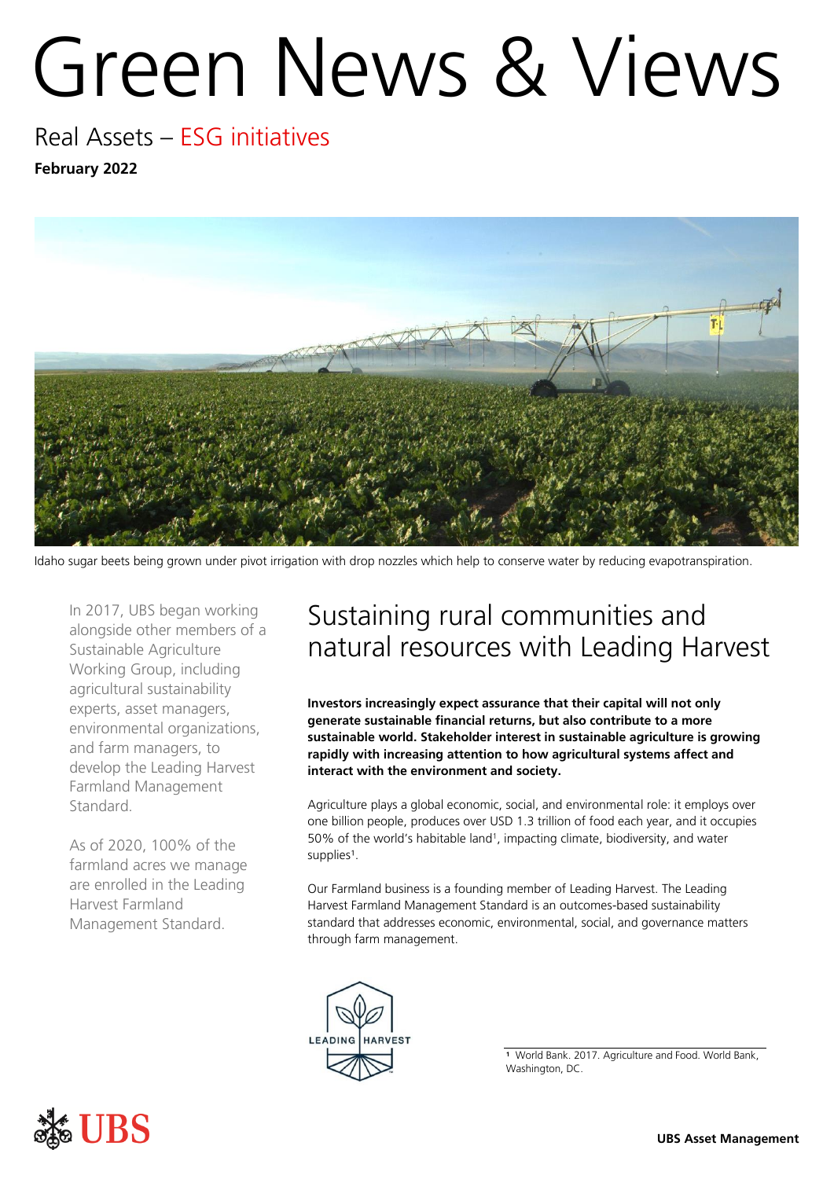# Green News & Views

## Real Assets – ESG initiatives

**February 2022**

Idaho sugar beets being grown under pivot irrigation with drop nozzles which help to conserve water by reducing evapotranspiration.

In 2017, UBS began working alongside other members of a Sustainable Agriculture Working Group, including agricultural sustainability experts, asset managers, environmental organizations, and farm managers, to develop the Leading Harvest Farmland Management Standard.

As of 2020, 100% of the farmland acres we manage are enrolled in the Leading Harvest Farmland Management Standard.

## Sustaining rural communities and natural resources with Leading Harvest

**Investors increasingly expect assurance that their capital will not only generate sustainable financial returns, but also contribute to a more sustainable world. Stakeholder interest in sustainable agriculture is growing rapidly with increasing attention to how agricultural systems affect and interact with the environment and society.**

Agriculture plays a global economic, social, and environmental role: it employs over one billion people, produces over USD 1.3 trillion of food each year, and it occupies 50% of the world's habitable land[1], impacting climate, biodiversity, and water supplies[1].

Our Farmland business is a founding member of Leading Harvest. The Leading Harvest Farmland Management Standard is an outcomes-based sustainability standard that addresses economic, environmental, social, and governance matters through farm management.

LEADING HARVEST

[1] World Bank. 2017. Agriculture and Food. World Bank, Washington, DC.

UBS Asset Management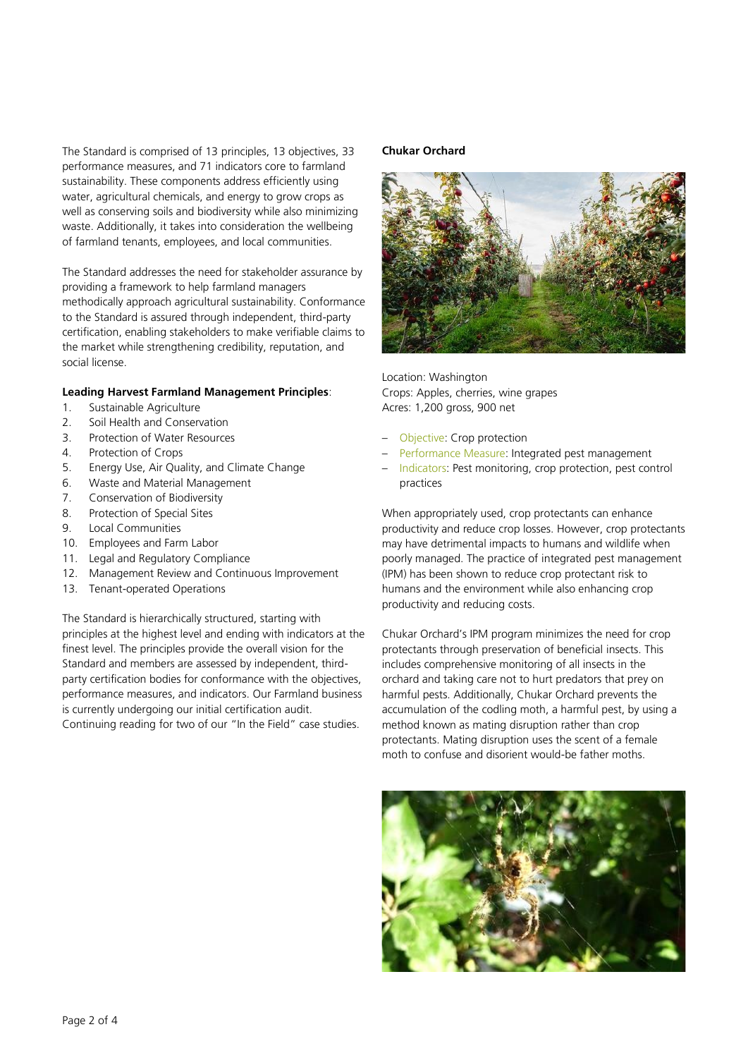The Standard is comprised of 13 principles, 13 objectives, 33 performance measures, and 71 indicators core to farmland sustainability. These components address efficiently using water, agricultural chemicals, and energy to grow crops as well as conserving soils and biodiversity while also minimizing waste. Additionally, it takes into consideration the wellbeing of farmland tenants, employees, and local communities.

The Standard addresses the need for stakeholder assurance by providing a framework to help farmland managers methodically approach agricultural sustainability. Conformance to the Standard is assured through independent, third-party certification, enabling stakeholders to make verifiable claims to the market while strengthening credibility, reputation, and social license.

**Leading Harvest Farmland Management Principles**:

1. Sustainable Agriculture
2. Soil Health and Conservation
3. Protection of Water Resources
4. Protection of Crops
5. Energy Use, Air Quality, and Climate Change
6. Waste and Material Management
7. Conservation of Biodiversity
8. Protection of Special Sites
9. Local Communities
10. Employees and Farm Labor
11. Legal and Regulatory Compliance
12. Management Review and Continuous Improvement
13. Tenant-operated Operations

The Standard is hierarchically structured, starting with principles at the highest level and ending with indicators at the finest level. The principles provide the overall vision for the Standard and members are assessed by independent, third-party certification bodies for conformance with the objectives, performance measures, and indicators. Our Farmland business is currently undergoing our initial certification audit. Continuing reading for two of our "In the Field" case studies.

**Chukar Orchard**

Location: Washington
Crops: Apples, cherries, wine grapes
Acres: 1,200 gross, 900 net

- Objective: Crop protection
- Performance Measure: Integrated pest management
- Indicators: Pest monitoring, crop protection, pest control practices

When appropriately used, crop protectants can enhance productivity and reduce crop losses. However, crop protectants may have detrimental impacts to humans and wildlife when poorly managed. The practice of integrated pest management (IPM) has been shown to reduce crop protectant risk to humans and the environment while also enhancing crop productivity and reducing costs.

Chukar Orchard's IPM program minimizes the need for crop protectants through preservation of beneficial insects. This includes comprehensive monitoring of all insects in the orchard and taking care not to hurt predators that prey on harmful pests. Additionally, Chukar Orchard prevents the accumulation of the codling moth, a harmful pest, by using a method known as mating disruption rather than crop protectants. Mating disruption uses the scent of a female moth to confuse and disorient would-be father moths.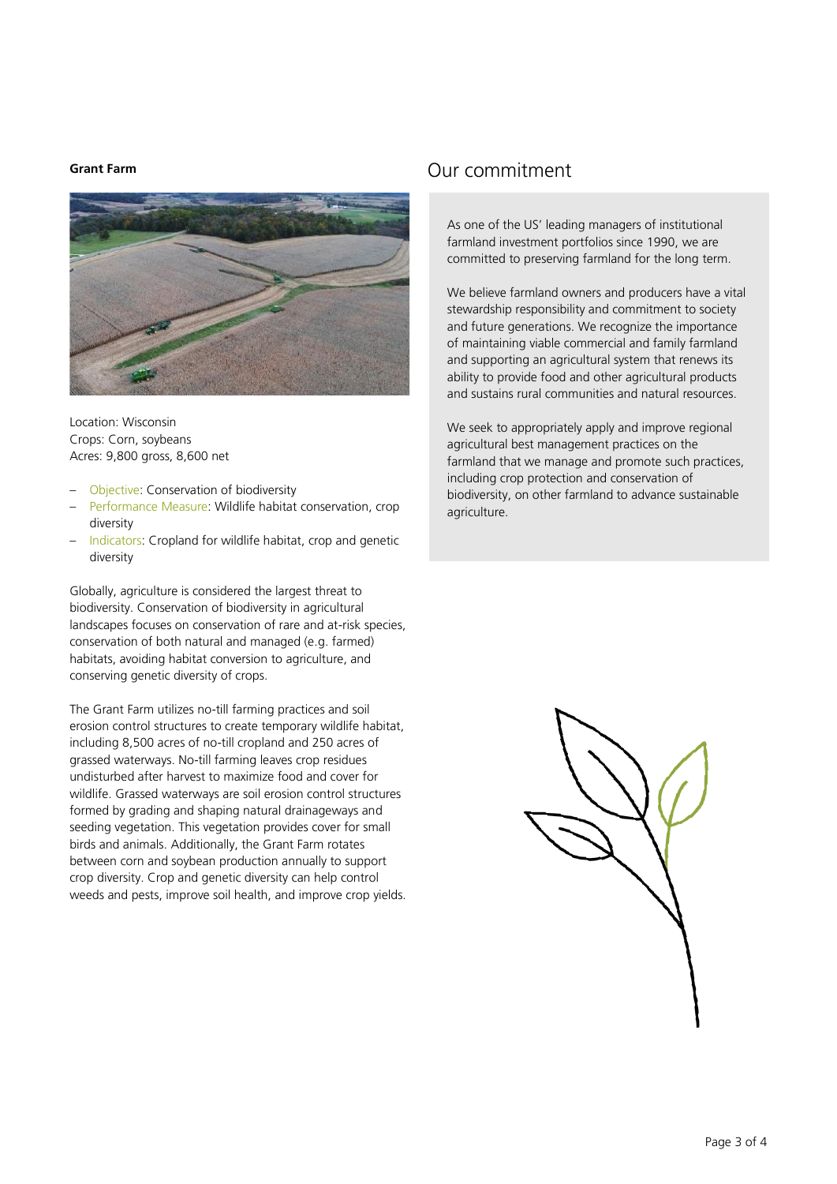**Grant Farm**

Location: Wisconsin
Crops: Corn, soybeans
Acres: 9,800 gross, 8,600 net

- Objective: Conservation of biodiversity
- Performance Measure: Wildlife habitat conservation, crop diversity
- Indicators: Cropland for wildlife habitat, crop and genetic diversity

Globally, agriculture is considered the largest threat to biodiversity. Conservation of biodiversity in agricultural landscapes focuses on conservation of rare and at-risk species, conservation of both natural and managed (e.g. farmed) habitats, avoiding habitat conversion to agriculture, and conserving genetic diversity of crops.

The Grant Farm utilizes no-till farming practices and soil erosion control structures to create temporary wildlife habitat, including 8,500 acres of no-till cropland and 250 acres of grassed waterways. No-till farming leaves crop residues undisturbed after harvest to maximize food and cover for wildlife. Grassed waterways are soil erosion control structures formed by grading and shaping natural drainageways and seeding vegetation. This vegetation provides cover for small birds and animals. Additionally, the Grant Farm rotates between corn and soybean production annually to support crop diversity. Crop and genetic diversity can help control weeds and pests, improve soil health, and improve crop yields.

## Our commitment

As one of the US' leading managers of institutional farmland investment portfolios since 1990, we are committed to preserving farmland for the long term.

We believe farmland owners and producers have a vital stewardship responsibility and commitment to society and future generations. We recognize the importance of maintaining viable commercial and family farmland and supporting an agricultural system that renews its ability to provide food and other agricultural products and sustains rural communities and natural resources.

We seek to appropriately apply and improve regional agricultural best management practices on the farmland that we manage and promote such practices, including crop protection and conservation of biodiversity, on other farmland to advance sustainable agriculture.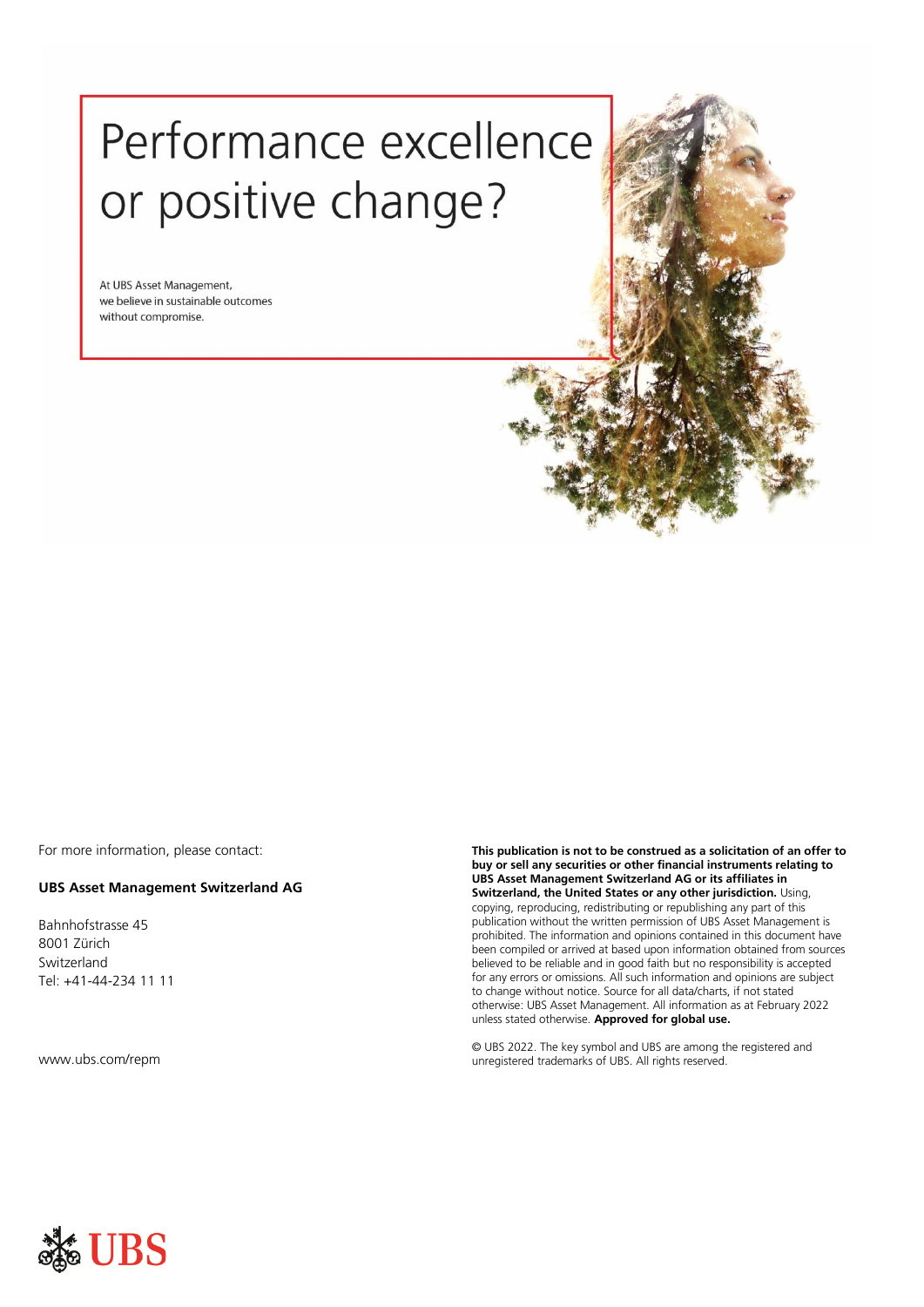# Performance excellence or positive change?

At UBS Asset Management, we believe in sustainable outcomes without compromise.

For more information, please contact:

**UBS Asset Management Switzerland AG**

Bahnhofstrasse 45
8001 Zürich
Switzerland
Tel: +41-44-234 11 11

www.ubs.com/repm

**This publication is not to be construed as a solicitation of an offer to buy or sell any securities or other financial instruments relating to UBS Asset Management Switzerland AG or its affiliates in Switzerland, the United States or any other jurisdiction.** Using, copying, reproducing, redistributing or republishing any part of this publication without the written permission of UBS Asset Management is prohibited. The information and opinions contained in this document have been compiled or arrived at based upon information obtained from sources believed to be reliable and in good faith but no responsibility is accepted for any errors or omissions. All such information and opinions are subject to change without notice. Source for all data/charts, if not stated otherwise: UBS Asset Management. All information as at February 2022 unless stated otherwise. **Approved for global use.**

© UBS 2022. The key symbol and UBS are among the registered and unregistered trademarks of UBS. All rights reserved.

UBS